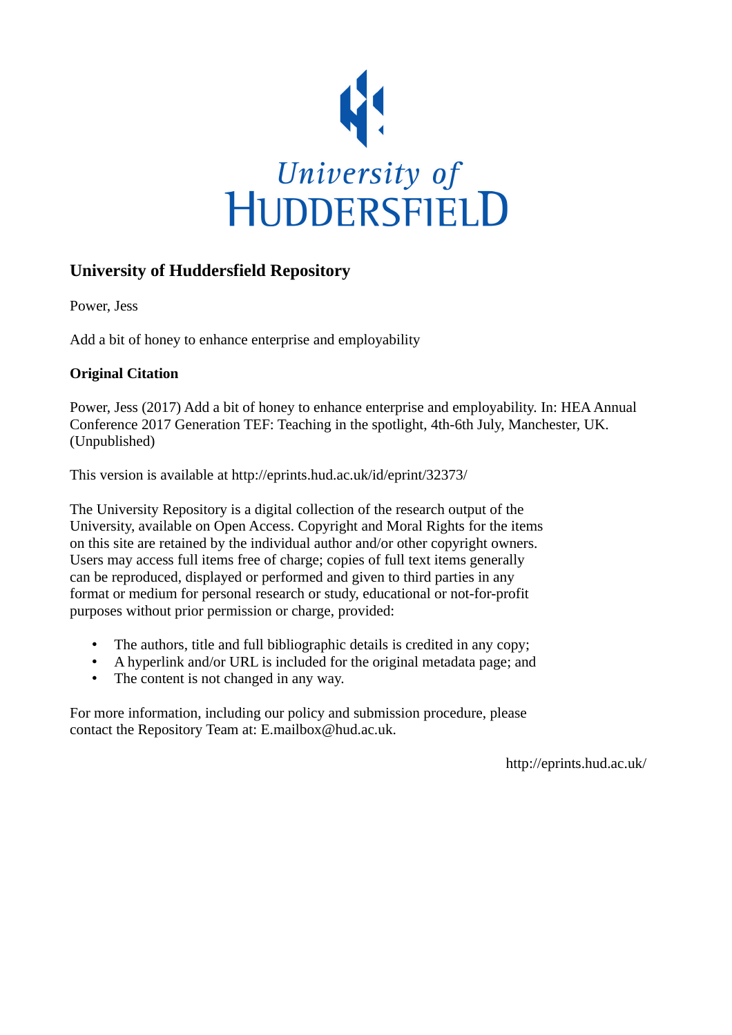University of
HUDDERSFIELD

## University of Huddersfield Repository

Power, Jess

Add a bit of honey to enhance enterprise and employability

### Original Citation

Power, Jess (2017) Add a bit of honey to enhance enterprise and employability. In: HEA Annual Conference 2017 Generation TEF: Teaching in the spotlight, 4th-6th July, Manchester, UK. (Unpublished)

This version is available at http://eprints.hud.ac.uk/id/eprint/32373/

The University Repository is a digital collection of the research output of the University, available on Open Access. Copyright and Moral Rights for the items on this site are retained by the individual author and/or other copyright owners. Users may access full items free of charge; copies of full text items generally can be reproduced, displayed or performed and given to third parties in any format or medium for personal research or study, educational or not-for-profit purposes without prior permission or charge, provided:

- The authors, title and full bibliographic details is credited in any copy;
- A hyperlink and/or URL is included for the original metadata page; and
- The content is not changed in any way.

For more information, including our policy and submission procedure, please contact the Repository Team at: E.mailbox@hud.ac.uk.

http://eprints.hud.ac.uk/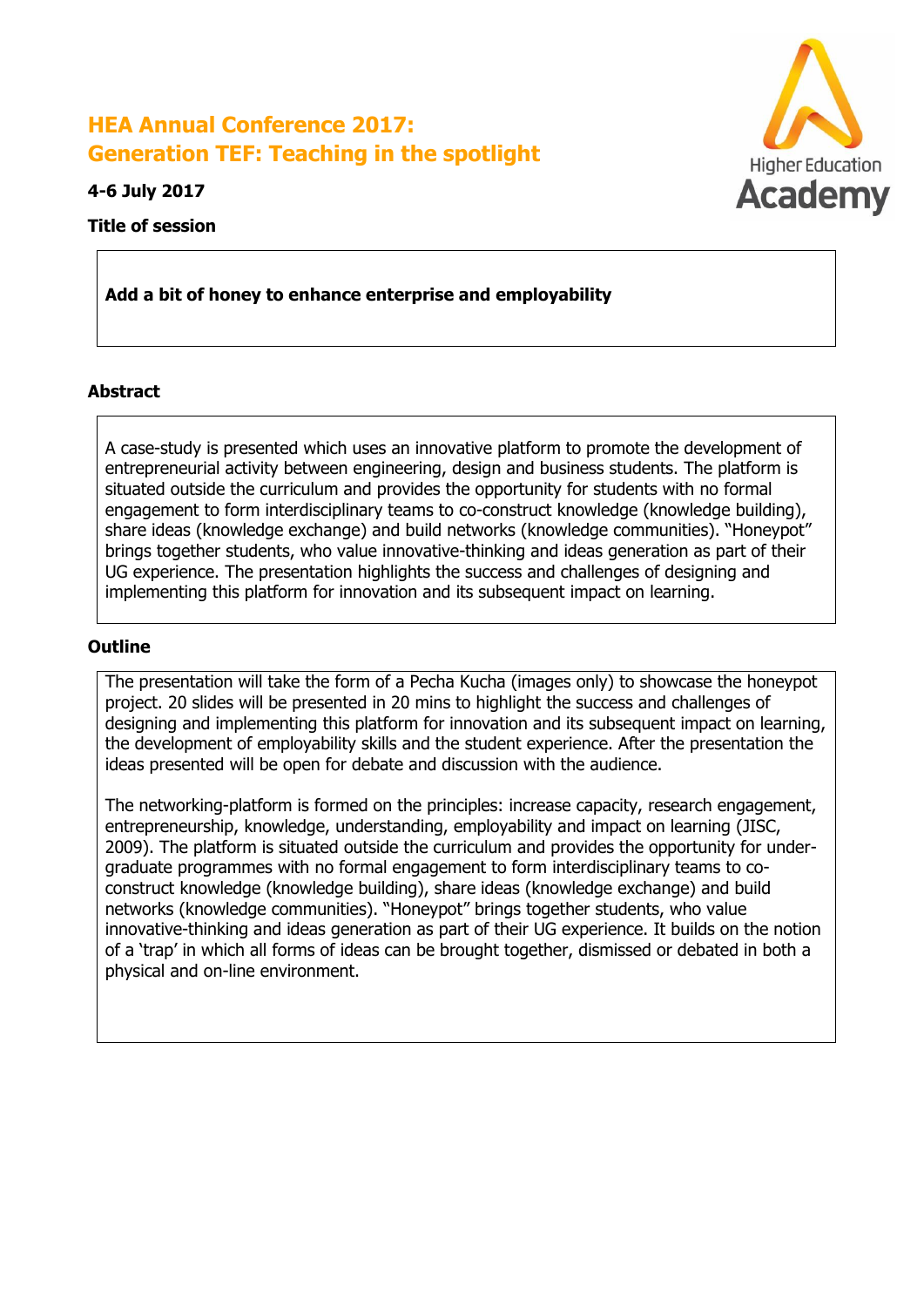# HEA Annual Conference 2017:
# Generation TEF: Teaching in the spotlight

**4-6 July 2017**

**Title of session**

**Add a bit of honey to enhance enterprise and employability**

## Abstract

A case-study is presented which uses an innovative platform to promote the development of entrepreneurial activity between engineering, design and business students. The platform is situated outside the curriculum and provides the opportunity for students with no formal engagement to form interdisciplinary teams to co-construct knowledge (knowledge building), share ideas (knowledge exchange) and build networks (knowledge communities). "Honeypot" brings together students, who value innovative-thinking and ideas generation as part of their UG experience. The presentation highlights the success and challenges of designing and implementing this platform for innovation and its subsequent impact on learning.

## Outline

The presentation will take the form of a Pecha Kucha (images only) to showcase the honeypot project. 20 slides will be presented in 20 mins to highlight the success and challenges of designing and implementing this platform for innovation and its subsequent impact on learning, the development of employability skills and the student experience. After the presentation the ideas presented will be open for debate and discussion with the audience.

The networking-platform is formed on the principles: increase capacity, research engagement, entrepreneurship, knowledge, understanding, employability and impact on learning (JISC, 2009). The platform is situated outside the curriculum and provides the opportunity for under-graduate programmes with no formal engagement to form interdisciplinary teams to co-construct knowledge (knowledge building), share ideas (knowledge exchange) and build networks (knowledge communities). "Honeypot" brings together students, who value innovative-thinking and ideas generation as part of their UG experience. It builds on the notion of a 'trap' in which all forms of ideas can be brought together, dismissed or debated in both a physical and on-line environment.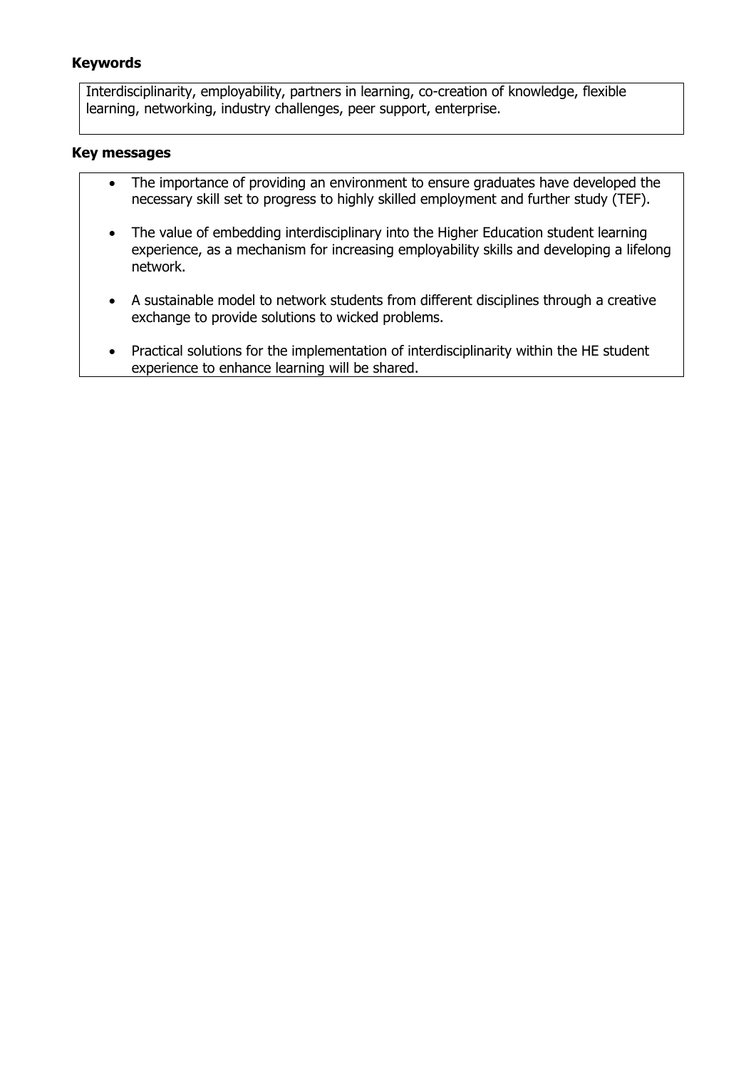**Keywords**

Interdisciplinarity, employability, partners in learning, co-creation of knowledge, flexible learning, networking, industry challenges, peer support, enterprise.

**Key messages**

- The importance of providing an environment to ensure graduates have developed the necessary skill set to progress to highly skilled employment and further study (TEF).
- The value of embedding interdisciplinary into the Higher Education student learning experience, as a mechanism for increasing employability skills and developing a lifelong network.
- A sustainable model to network students from different disciplines through a creative exchange to provide solutions to wicked problems.
- Practical solutions for the implementation of interdisciplinarity within the HE student experience to enhance learning will be shared.